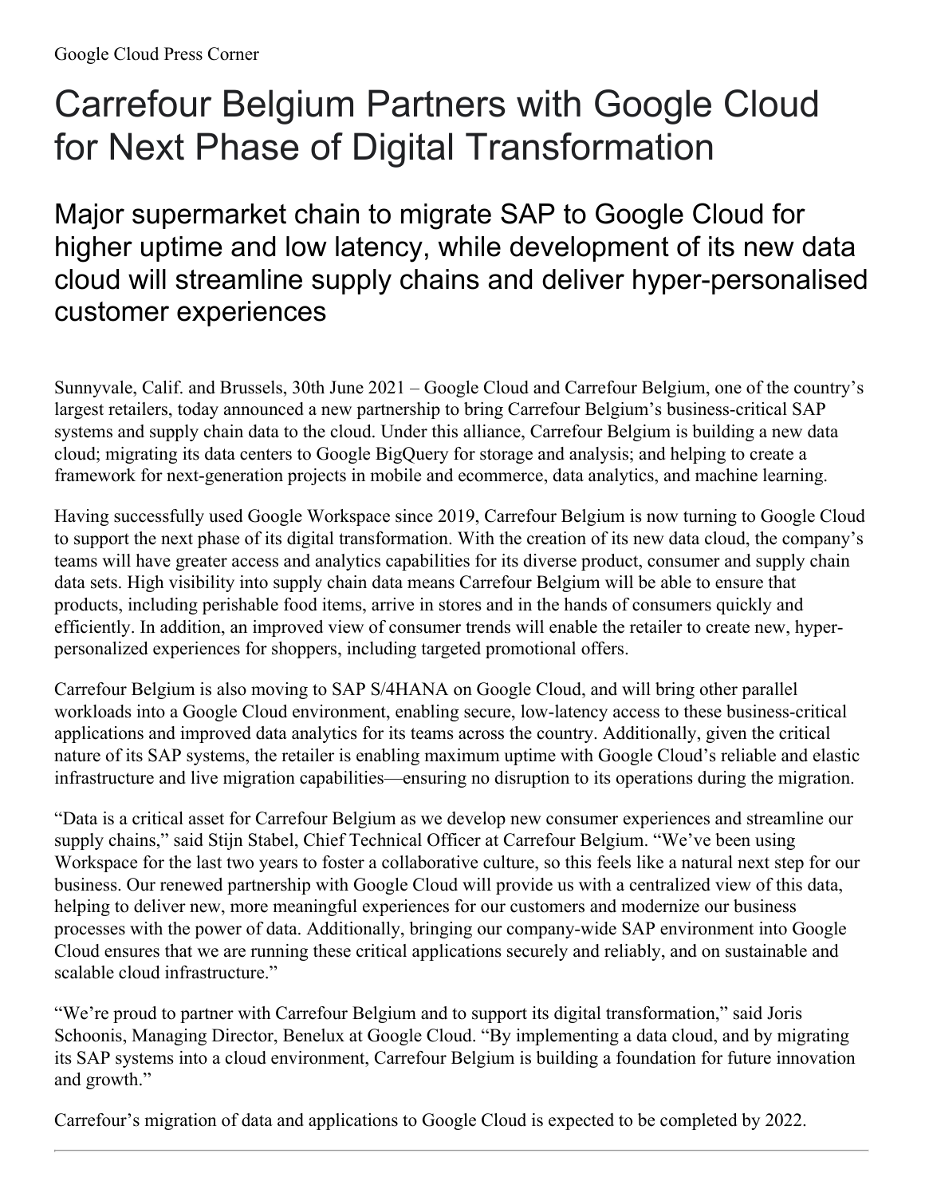Google Cloud Press Corner

# Carrefour Belgium Partners with Google Cloud for Next Phase of Digital Transformation

## Major supermarket chain to migrate SAP to Google Cloud for higher uptime and low latency, while development of its new data cloud will streamline supply chains and deliver hyper-personalised customer experiences

Sunnyvale, Calif. and Brussels, 30th June 2021 – Google Cloud and Carrefour Belgium, one of the country's largest retailers, today announced a new partnership to bring Carrefour Belgium's business-critical SAP systems and supply chain data to the cloud. Under this alliance, Carrefour Belgium is building a new data cloud; migrating its data centers to Google BigQuery for storage and analysis; and helping to create a framework for next-generation projects in mobile and ecommerce, data analytics, and machine learning.

Having successfully used Google Workspace since 2019, Carrefour Belgium is now turning to Google Cloud to support the next phase of its digital transformation. With the creation of its new data cloud, the company's teams will have greater access and analytics capabilities for its diverse product, consumer and supply chain data sets. High visibility into supply chain data means Carrefour Belgium will be able to ensure that products, including perishable food items, arrive in stores and in the hands of consumers quickly and efficiently. In addition, an improved view of consumer trends will enable the retailer to create new, hyper-personalized experiences for shoppers, including targeted promotional offers.

Carrefour Belgium is also moving to SAP S/4HANA on Google Cloud, and will bring other parallel workloads into a Google Cloud environment, enabling secure, low-latency access to these business-critical applications and improved data analytics for its teams across the country. Additionally, given the critical nature of its SAP systems, the retailer is enabling maximum uptime with Google Cloud's reliable and elastic infrastructure and live migration capabilities—ensuring no disruption to its operations during the migration.

"Data is a critical asset for Carrefour Belgium as we develop new consumer experiences and streamline our supply chains," said Stijn Stabel, Chief Technical Officer at Carrefour Belgium. "We've been using Workspace for the last two years to foster a collaborative culture, so this feels like a natural next step for our business. Our renewed partnership with Google Cloud will provide us with a centralized view of this data, helping to deliver new, more meaningful experiences for our customers and modernize our business processes with the power of data. Additionally, bringing our company-wide SAP environment into Google Cloud ensures that we are running these critical applications securely and reliably, and on sustainable and scalable cloud infrastructure."

"We're proud to partner with Carrefour Belgium and to support its digital transformation," said Joris Schoonis, Managing Director, Benelux at Google Cloud. "By implementing a data cloud, and by migrating its SAP systems into a cloud environment, Carrefour Belgium is building a foundation for future innovation and growth."

Carrefour's migration of data and applications to Google Cloud is expected to be completed by 2022.

---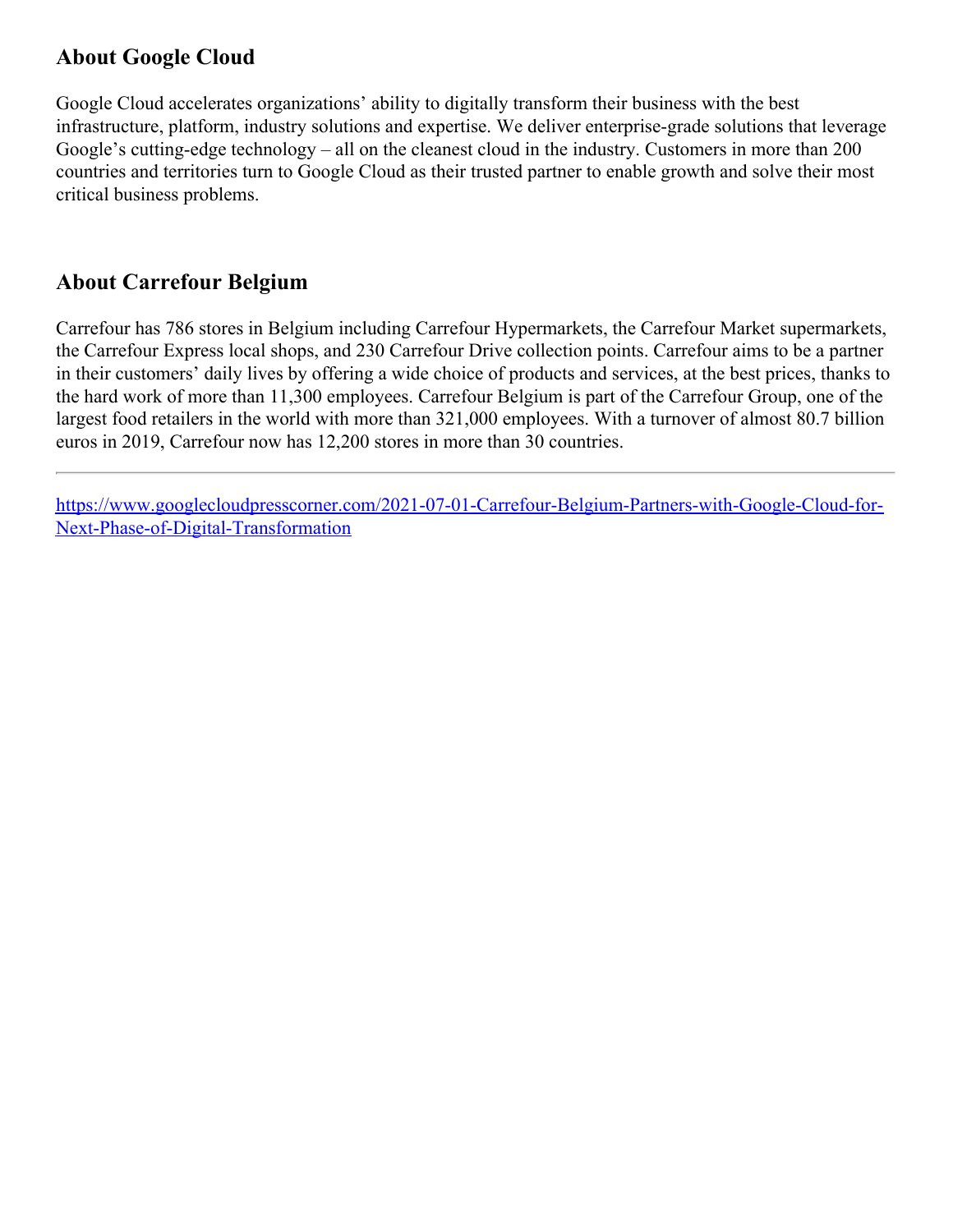## About Google Cloud

Google Cloud accelerates organizations' ability to digitally transform their business with the best infrastructure, platform, industry solutions and expertise. We deliver enterprise-grade solutions that leverage Google's cutting-edge technology – all on the cleanest cloud in the industry. Customers in more than 200 countries and territories turn to Google Cloud as their trusted partner to enable growth and solve their most critical business problems.

## About Carrefour Belgium

Carrefour has 786 stores in Belgium including Carrefour Hypermarkets, the Carrefour Market supermarkets, the Carrefour Express local shops, and 230 Carrefour Drive collection points. Carrefour aims to be a partner in their customers' daily lives by offering a wide choice of products and services, at the best prices, thanks to the hard work of more than 11,300 employees. Carrefour Belgium is part of the Carrefour Group, one of the largest food retailers in the world with more than 321,000 employees. With a turnover of almost 80.7 billion euros in 2019, Carrefour now has 12,200 stores in more than 30 countries.

---

https://www.googlecloudpresscorner.com/2021-07-01-Carrefour-Belgium-Partners-with-Google-Cloud-for-Next-Phase-of-Digital-Transformation